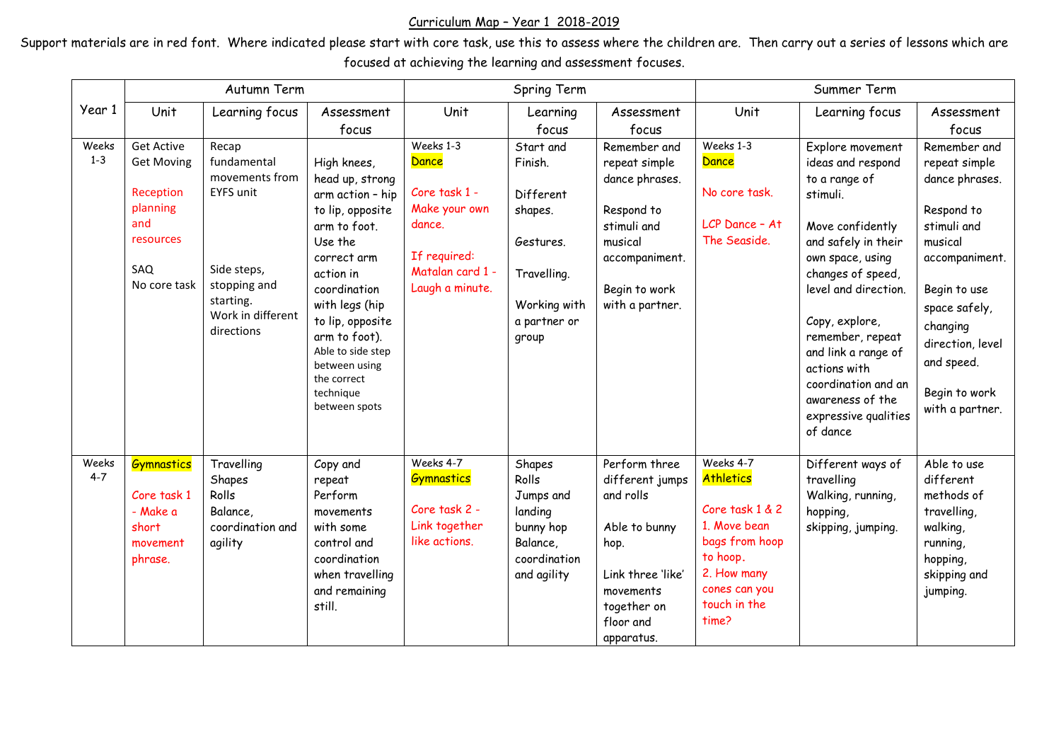Curriculum Map – Year 1 2018-2019

Support materials are in red font. Where indicated please start with core task, use this to assess where the children are. Then carry out a series of lessons which are focused at achieving the learning and assessment focuses.

| Year 1 | Autumn Term | | | Spring Term | | | Summer Term | | |
|---|---|---|---|---|---|---|---|---|---|
| | Unit | Learning focus | Assessment focus | Unit | Learning focus | Assessment focus | Unit | Learning focus | Assessment focus |
| Weeks 1-3 | Get Active Get Moving<br><br>Reception planning and resources<br><br>SAQ<br>No core task | Recap fundamental movements from EYFS unit<br><br>Side steps, stopping and starting.<br>Work in different directions | High knees, head up, strong arm action – hip to lip, opposite arm to foot.<br>Use the correct arm action in coordination with legs (hip to lip, opposite arm to foot).<br>Able to side step between using the correct technique between spots | Weeks 1-3<br>Dance<br><br>Core task 1 - Make your own dance.<br><br>If required: Matalan card 1 - Laugh a minute. | Start and Finish.<br><br>Different shapes.<br><br>Gestures.<br><br>Travelling.<br><br>Working with a partner or group | Remember and repeat simple dance phrases.<br><br>Respond to stimuli and musical accompaniment.<br><br>Begin to work with a partner. | Weeks 1-3<br>Dance<br><br>No core task.<br><br>LCP Dance – At The Seaside. | Explore movement ideas and respond to a range of stimuli.<br><br>Move confidently and safely in their own space, using changes of speed, level and direction.<br><br>Copy, explore, remember, repeat and link a range of actions with coordination and an awareness of the expressive qualities of dance | Remember and repeat simple dance phrases.<br><br>Respond to stimuli and musical accompaniment.<br><br>Begin to use space safely, changing direction, level and speed.<br><br>Begin to work with a partner. |
| Weeks 4-7 | Gymnastics<br><br>Core task 1 - Make a short movement phrase. | Travelling<br>Shapes<br>Rolls<br>Balance, coordination and agility | Copy and repeat<br>Perform movements with some control and coordination when travelling and remaining still. | Weeks 4-7<br>Gymnastics<br><br>Core task 2 - Link together like actions. | Shapes<br>Rolls<br>Jumps and landing<br>bunny hop<br>Balance, coordination and agility | Perform three different jumps and rolls<br><br>Able to bunny hop.<br><br>Link three 'like' movements together on floor and apparatus. | Weeks 4-7<br>Athletics<br><br>Core task 1 & 2<br>1. Move bean bags from hoop to hoop.<br>2. How many cones can you touch in the time? | Different ways of travelling<br>Walking, running, hopping, skipping, jumping. | Able to use different methods of travelling, walking, running, hopping, skipping and jumping. |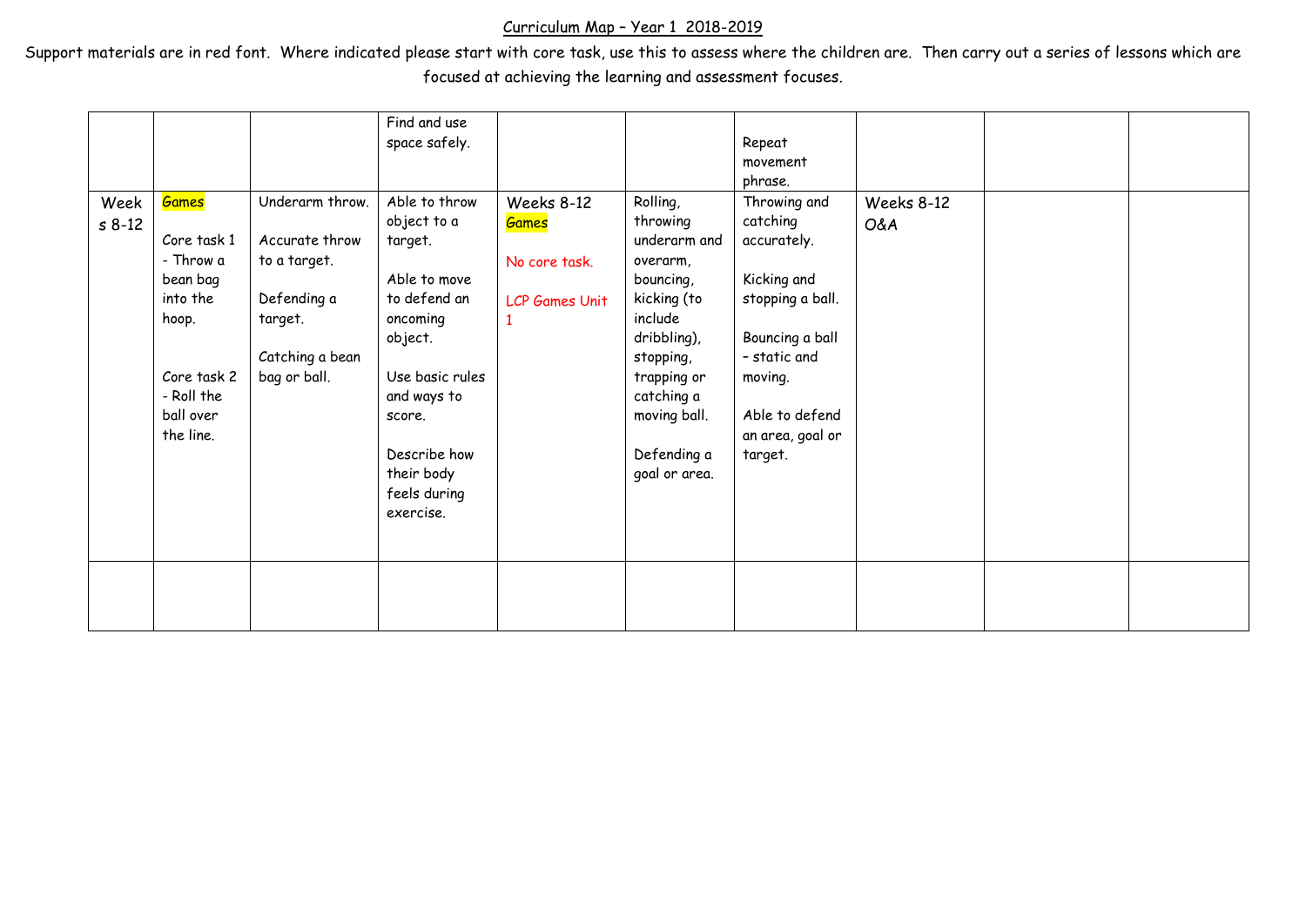Curriculum Map – Year 1 2018-2019

Support materials are in red font. Where indicated please start with core task, use this to assess where the children are. Then carry out a series of lessons which are focused at achieving the learning and assessment focuses.

| | | | | | | | | | |
|---|---|---|---|---|---|---|---|---|---|
| | | | Find and use space safely. | | | Repeat movement phrase. | | | |
| Weeks 8-12 | Games<br><br>Core task 1 - Throw a bean bag into the hoop.<br><br>Core task 2 - Roll the ball over the line. | Underarm throw.<br><br>Accurate throw to a target.<br><br>Defending a target.<br><br>Catching a bean bag or ball. | Able to throw object to a target.<br><br>Able to move to defend an oncoming object.<br><br>Use basic rules and ways to score.<br><br>Describe how their body feels during exercise. | Weeks 8-12 Games<br><br>No core task.<br><br>LCP Games Unit 1 | Rolling, throwing underarm and overarm, bouncing, kicking (to include dribbling), stopping, trapping or catching a moving ball.<br><br>Defending a goal or area. | Throwing and catching accurately.<br><br>Kicking and stopping a ball.<br><br>Bouncing a ball – static and moving.<br><br>Able to defend an area, goal or target. | Weeks 8-12 O&A | | |
| | | | | | | | | | |